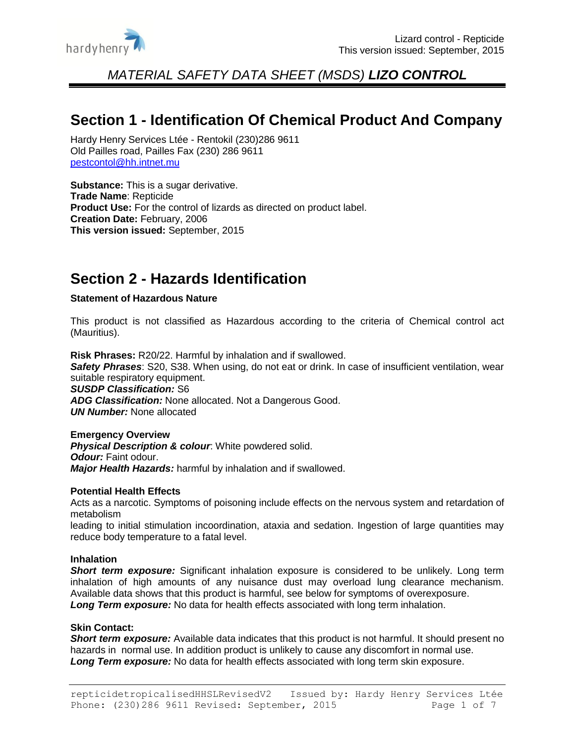# MATERIAL SAFETY DATA SHEET (MSDS) ***LIZO CONTROL***

## Section 1 - Identification Of Chemical Product And Company

Hardy Henry Services Ltée - Rentokil (230)286 9611
Old Pailles road, Pailles Fax (230) 286 9611
pestcontol@hh.intnet.mu

**Substance:** This is a sugar derivative.
**Trade Name**: Repticide
**Product Use:** For the control of lizards as directed on product label.
**Creation Date:** February, 2006
**This version issued:** September, 2015

## Section 2 - Hazards Identification

**Statement of Hazardous Nature**

This product is not classified as Hazardous according to the criteria of Chemical control act (Mauritius).

**Risk Phrases:** R20/22. Harmful by inhalation and if swallowed.
***Safety Phrases***: S20, S38. When using, do not eat or drink. In case of insufficient ventilation, wear suitable respiratory equipment.
***SUSDP Classification:*** S6
***ADG Classification:*** None allocated. Not a Dangerous Good.
***UN Number:*** None allocated

**Emergency Overview**
***Physical Description & colour***: White powdered solid.
***Odour:*** Faint odour.
***Major Health Hazards:*** harmful by inhalation and if swallowed.

**Potential Health Effects**
Acts as a narcotic. Symptoms of poisoning include effects on the nervous system and retardation of metabolism
leading to initial stimulation incoordination, ataxia and sedation. Ingestion of large quantities may reduce body temperature to a fatal level.

**Inhalation**
***Short term exposure:*** Significant inhalation exposure is considered to be unlikely. Long term inhalation of high amounts of any nuisance dust may overload lung clearance mechanism. Available data shows that this product is harmful, see below for symptoms of overexposure.
***Long Term exposure:*** No data for health effects associated with long term inhalation.

**Skin Contact:**
***Short term exposure:*** Available data indicates that this product is not harmful. It should present no hazards in normal use. In addition product is unlikely to cause any discomfort in normal use.
***Long Term exposure:*** No data for health effects associated with long term skin exposure.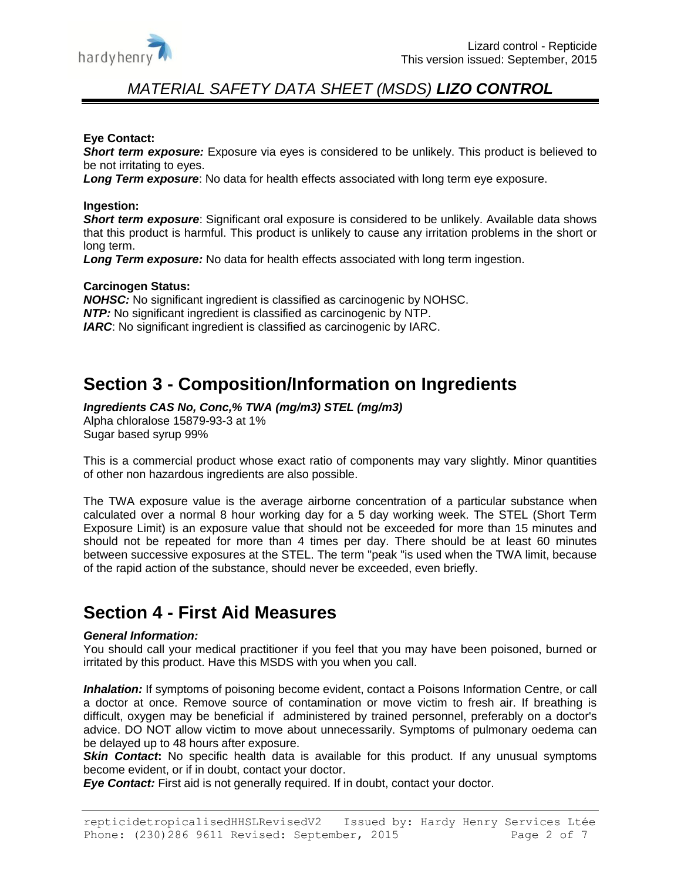**Eye Contact:**

***Short term exposure:*** Exposure via eyes is considered to be unlikely. This product is believed to be not irritating to eyes.

***Long Term exposure***: No data for health effects associated with long term eye exposure.

**Ingestion:**

***Short term exposure***: Significant oral exposure is considered to be unlikely. Available data shows that this product is harmful. This product is unlikely to cause any irritation problems in the short or long term.

***Long Term exposure:*** No data for health effects associated with long term ingestion.

**Carcinogen Status:**

***NOHSC:*** No significant ingredient is classified as carcinogenic by NOHSC.

***NTP:*** No significant ingredient is classified as carcinogenic by NTP.

***IARC***: No significant ingredient is classified as carcinogenic by IARC.

## Section 3 - Composition/Information on Ingredients

***Ingredients CAS No, Conc,% TWA (mg/m3) STEL (mg/m3)***

Alpha chloralose 15879-93-3 at 1%

Sugar based syrup 99%

This is a commercial product whose exact ratio of components may vary slightly. Minor quantities of other non hazardous ingredients are also possible.

The TWA exposure value is the average airborne concentration of a particular substance when calculated over a normal 8 hour working day for a 5 day working week. The STEL (Short Term Exposure Limit) is an exposure value that should not be exceeded for more than 15 minutes and should not be repeated for more than 4 times per day. There should be at least 60 minutes between successive exposures at the STEL. The term "peak "is used when the TWA limit, because of the rapid action of the substance, should never be exceeded, even briefly.

## Section 4 - First Aid Measures

***General Information:***

You should call your medical practitioner if you feel that you may have been poisoned, burned or irritated by this product. Have this MSDS with you when you call.

***Inhalation:*** If symptoms of poisoning become evident, contact a Poisons Information Centre, or call a doctor at once. Remove source of contamination or move victim to fresh air. If breathing is difficult, oxygen may be beneficial if administered by trained personnel, preferably on a doctor's advice. DO NOT allow victim to move about unnecessarily. Symptoms of pulmonary oedema can be delayed up to 48 hours after exposure.

***Skin Contact*:** No specific health data is available for this product. If any unusual symptoms become evident, or if in doubt, contact your doctor.

***Eye Contact:*** First aid is not generally required. If in doubt, contact your doctor.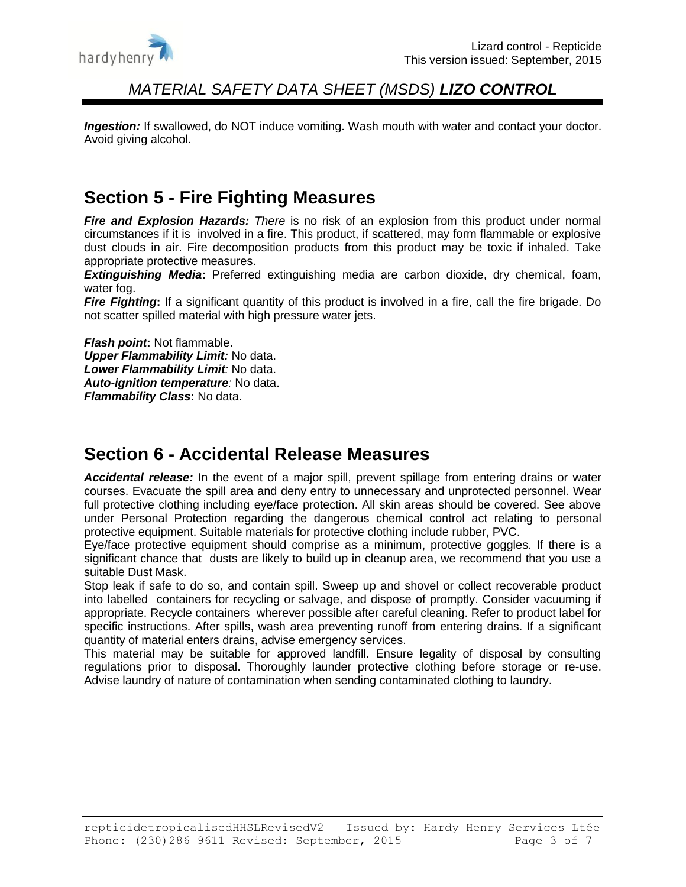***Ingestion:*** If swallowed, do NOT induce vomiting. Wash mouth with water and contact your doctor. Avoid giving alcohol.

## Section 5 - Fire Fighting Measures

***Fire and Explosion Hazards:*** *There* is no risk of an explosion from this product under normal circumstances if it is involved in a fire. This product, if scattered, may form flammable or explosive dust clouds in air. Fire decomposition products from this product may be toxic if inhaled. Take appropriate protective measures.

***Extinguishing Media*****:** Preferred extinguishing media are carbon dioxide, dry chemical, foam, water fog.

***Fire Fighting*****:** If a significant quantity of this product is involved in a fire, call the fire brigade. Do not scatter spilled material with high pressure water jets.

***Flash point*****:** Not flammable.
***Upper Flammability Limit:*** No data.
***Lower Flammability Limit****:* No data.
***Auto-ignition temperature****:* No data.
***Flammability Class*****:** No data.

## Section 6 - Accidental Release Measures

***Accidental release:*** In the event of a major spill, prevent spillage from entering drains or water courses. Evacuate the spill area and deny entry to unnecessary and unprotected personnel. Wear full protective clothing including eye/face protection. All skin areas should be covered. See above under Personal Protection regarding the dangerous chemical control act relating to personal protective equipment. Suitable materials for protective clothing include rubber, PVC.

Eye/face protective equipment should comprise as a minimum, protective goggles. If there is a significant chance that dusts are likely to build up in cleanup area, we recommend that you use a suitable Dust Mask.

Stop leak if safe to do so, and contain spill. Sweep up and shovel or collect recoverable product into labelled containers for recycling or salvage, and dispose of promptly. Consider vacuuming if appropriate. Recycle containers wherever possible after careful cleaning. Refer to product label for specific instructions. After spills, wash area preventing runoff from entering drains. If a significant quantity of material enters drains, advise emergency services.

This material may be suitable for approved landfill. Ensure legality of disposal by consulting regulations prior to disposal. Thoroughly launder protective clothing before storage or re-use. Advise laundry of nature of contamination when sending contaminated clothing to laundry.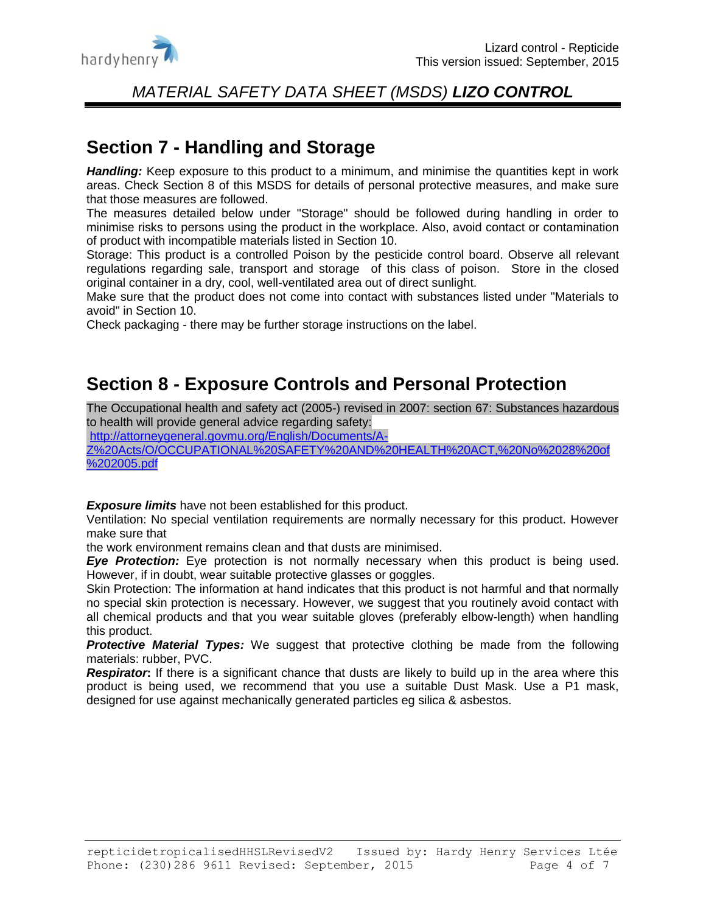## Section 7 - Handling and Storage

***Handling:*** Keep exposure to this product to a minimum, and minimise the quantities kept in work areas. Check Section 8 of this MSDS for details of personal protective measures, and make sure that those measures are followed.

The measures detailed below under "Storage" should be followed during handling in order to minimise risks to persons using the product in the workplace. Also, avoid contact or contamination of product with incompatible materials listed in Section 10.

Storage: This product is a controlled Poison by the pesticide control board. Observe all relevant regulations regarding sale, transport and storage of this class of poison. Store in the closed original container in a dry, cool, well-ventilated area out of direct sunlight.

Make sure that the product does not come into contact with substances listed under "Materials to avoid" in Section 10.

Check packaging - there may be further storage instructions on the label.

## Section 8 - Exposure Controls and Personal Protection

The Occupational health and safety act (2005-) revised in 2007: section 67: Substances hazardous to health will provide general advice regarding safety:
http://attorneygeneral.govmu.org/English/Documents/A-Z%20Acts/O/OCCUPATIONAL%20SAFETY%20AND%20HEALTH%20ACT,%20No%2028%20of%202005.pdf

***Exposure limits*** have not been established for this product.

Ventilation: No special ventilation requirements are normally necessary for this product. However make sure that
the work environment remains clean and that dusts are minimised.

***Eye Protection:*** Eye protection is not normally necessary when this product is being used. However, if in doubt, wear suitable protective glasses or goggles.

Skin Protection: The information at hand indicates that this product is not harmful and that normally no special skin protection is necessary. However, we suggest that you routinely avoid contact with all chemical products and that you wear suitable gloves (preferably elbow-length) when handling this product.

***Protective Material Types:*** We suggest that protective clothing be made from the following materials: rubber, PVC.

***Respirator*:** If there is a significant chance that dusts are likely to build up in the area where this product is being used, we recommend that you use a suitable Dust Mask. Use a P1 mask, designed for use against mechanically generated particles eg silica & asbestos.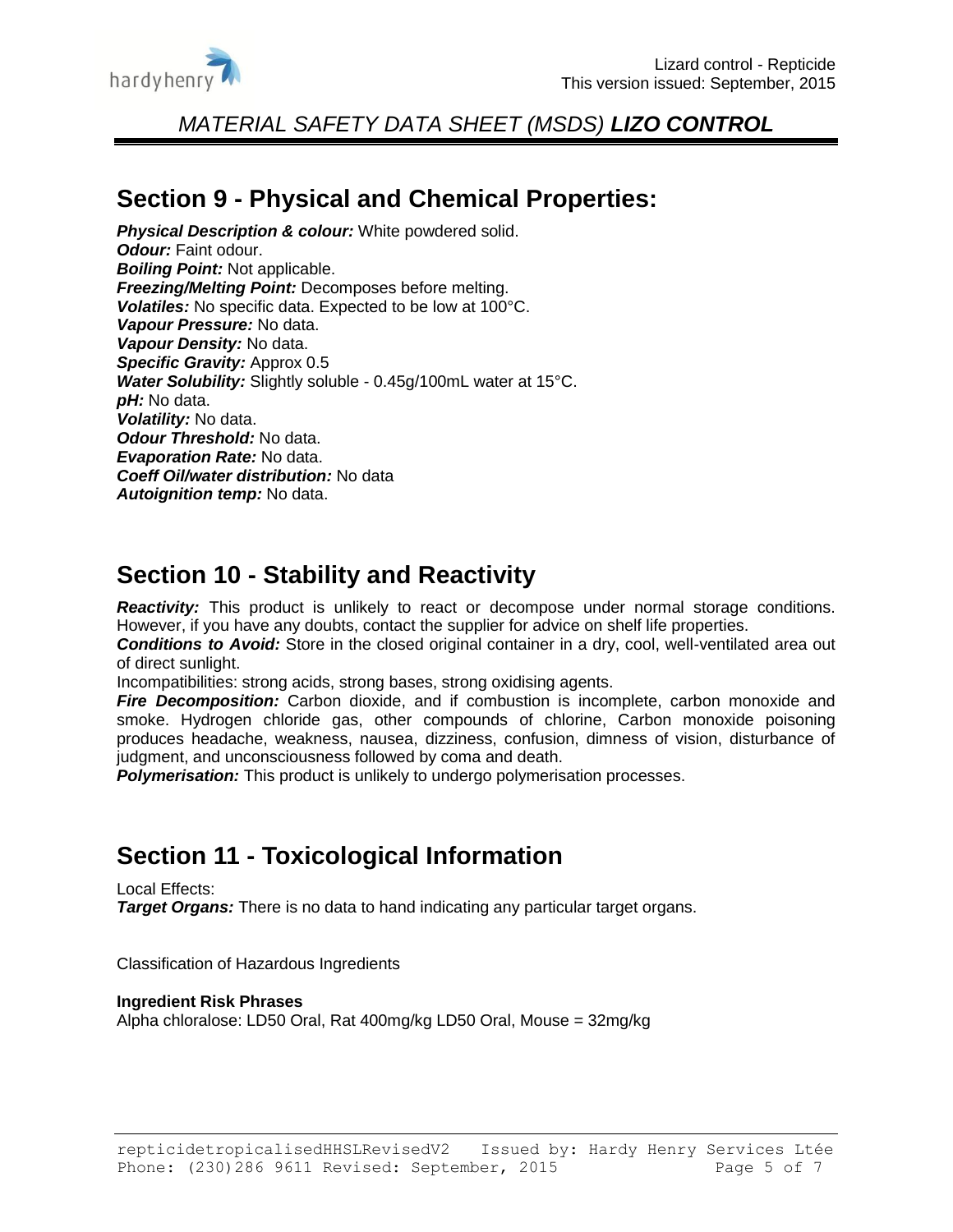## Section 9 - Physical and Chemical Properties:

***Physical Description & colour:*** White powdered solid.
***Odour:*** Faint odour.
***Boiling Point:*** Not applicable.
***Freezing/Melting Point:*** Decomposes before melting.
***Volatiles:*** No specific data. Expected to be low at 100°C.
***Vapour Pressure:*** No data.
***Vapour Density:*** No data.
***Specific Gravity:*** Approx 0.5
***Water Solubility:*** Slightly soluble - 0.45g/100mL water at 15°C.
***pH:*** No data.
***Volatility:*** No data.
***Odour Threshold:*** No data.
***Evaporation Rate:*** No data.
***Coeff Oil/water distribution:*** No data
***Autoignition temp:*** No data.

## Section 10 - Stability and Reactivity

***Reactivity:*** This product is unlikely to react or decompose under normal storage conditions. However, if you have any doubts, contact the supplier for advice on shelf life properties.
***Conditions to Avoid:*** Store in the closed original container in a dry, cool, well-ventilated area out of direct sunlight.
Incompatibilities: strong acids, strong bases, strong oxidising agents.
***Fire Decomposition:*** Carbon dioxide, and if combustion is incomplete, carbon monoxide and smoke. Hydrogen chloride gas, other compounds of chlorine, Carbon monoxide poisoning produces headache, weakness, nausea, dizziness, confusion, dimness of vision, disturbance of judgment, and unconsciousness followed by coma and death.
***Polymerisation:*** This product is unlikely to undergo polymerisation processes.

## Section 11 - Toxicological Information

Local Effects:
***Target Organs:*** There is no data to hand indicating any particular target organs.

Classification of Hazardous Ingredients

**Ingredient Risk Phrases**
Alpha chloralose: LD50 Oral, Rat 400mg/kg LD50 Oral, Mouse = 32mg/kg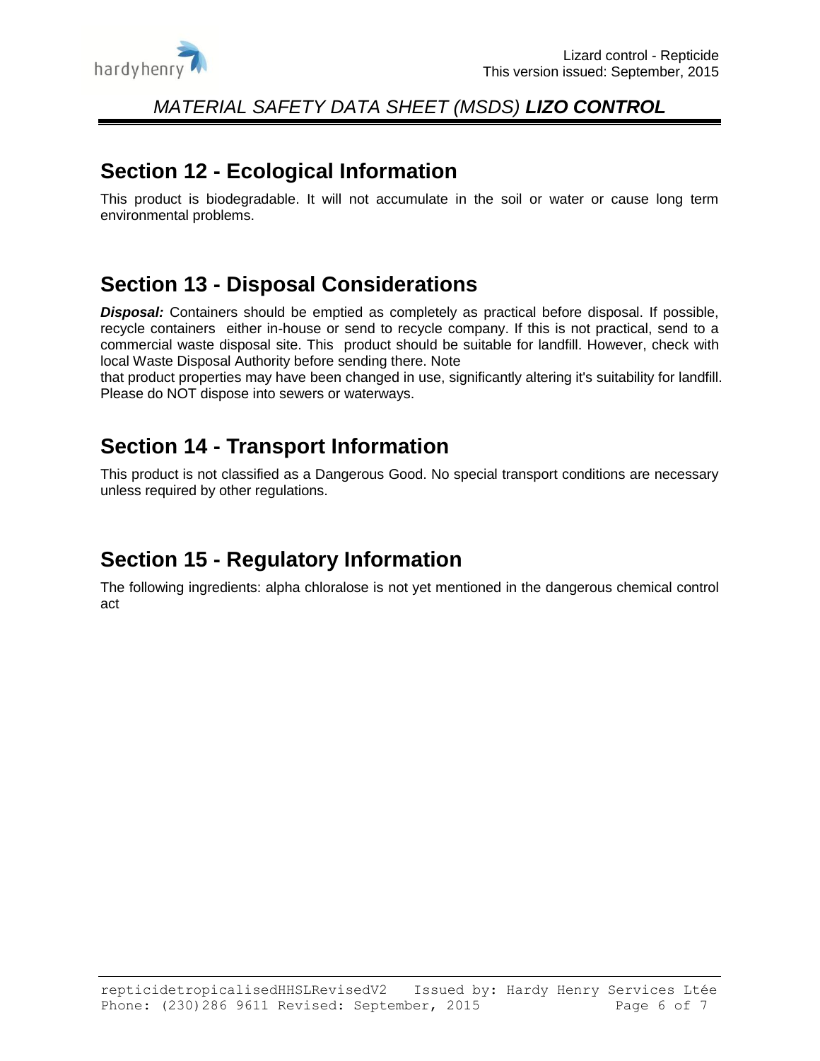## Section 12 - Ecological Information

This product is biodegradable. It will not accumulate in the soil or water or cause long term environmental problems.

## Section 13 - Disposal Considerations

***Disposal:*** Containers should be emptied as completely as practical before disposal. If possible, recycle containers either in-house or send to recycle company. If this is not practical, send to a commercial waste disposal site. This product should be suitable for landfill. However, check with local Waste Disposal Authority before sending there. Note
that product properties may have been changed in use, significantly altering it's suitability for landfill. Please do NOT dispose into sewers or waterways.

## Section 14 - Transport Information

This product is not classified as a Dangerous Good. No special transport conditions are necessary unless required by other regulations.

## Section 15 - Regulatory Information

The following ingredients: alpha chloralose is not yet mentioned in the dangerous chemical control act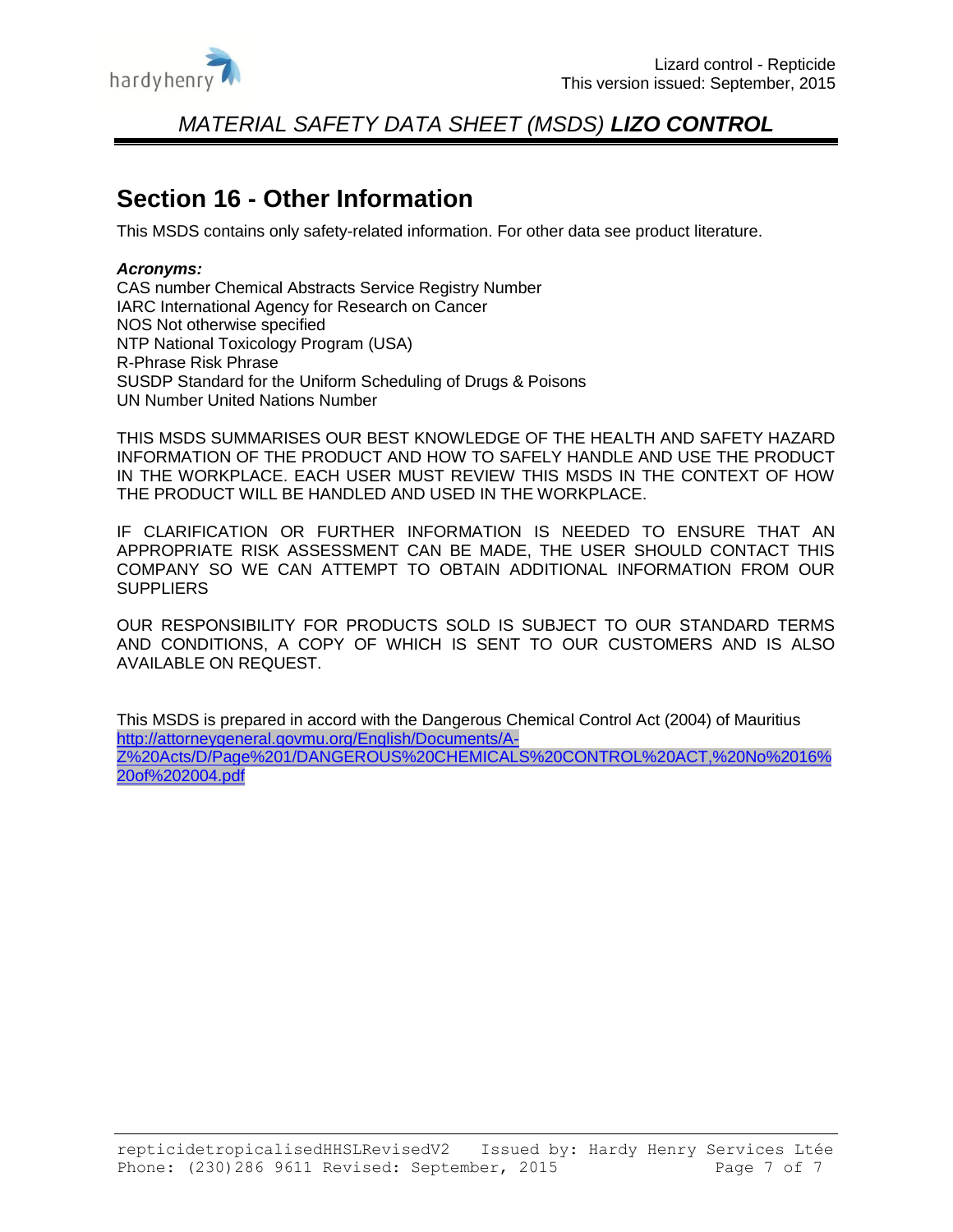## Section 16 - Other Information

This MSDS contains only safety-related information. For other data see product literature.

***Acronyms:***

CAS number Chemical Abstracts Service Registry Number
IARC International Agency for Research on Cancer
NOS Not otherwise specified
NTP National Toxicology Program (USA)
R-Phrase Risk Phrase
SUSDP Standard for the Uniform Scheduling of Drugs & Poisons
UN Number United Nations Number

THIS MSDS SUMMARISES OUR BEST KNOWLEDGE OF THE HEALTH AND SAFETY HAZARD INFORMATION OF THE PRODUCT AND HOW TO SAFELY HANDLE AND USE THE PRODUCT IN THE WORKPLACE. EACH USER MUST REVIEW THIS MSDS IN THE CONTEXT OF HOW THE PRODUCT WILL BE HANDLED AND USED IN THE WORKPLACE.

IF CLARIFICATION OR FURTHER INFORMATION IS NEEDED TO ENSURE THAT AN APPROPRIATE RISK ASSESSMENT CAN BE MADE, THE USER SHOULD CONTACT THIS COMPANY SO WE CAN ATTEMPT TO OBTAIN ADDITIONAL INFORMATION FROM OUR SUPPLIERS

OUR RESPONSIBILITY FOR PRODUCTS SOLD IS SUBJECT TO OUR STANDARD TERMS AND CONDITIONS, A COPY OF WHICH IS SENT TO OUR CUSTOMERS AND IS ALSO AVAILABLE ON REQUEST.

This MSDS is prepared in accord with the Dangerous Chemical Control Act (2004) of Mauritius
http://attorneygeneral.govmu.org/English/Documents/A-Z%20Acts/D/Page%201/DANGEROUS%20CHEMICALS%20CONTROL%20ACT,%20No%2016%20of%202004.pdf